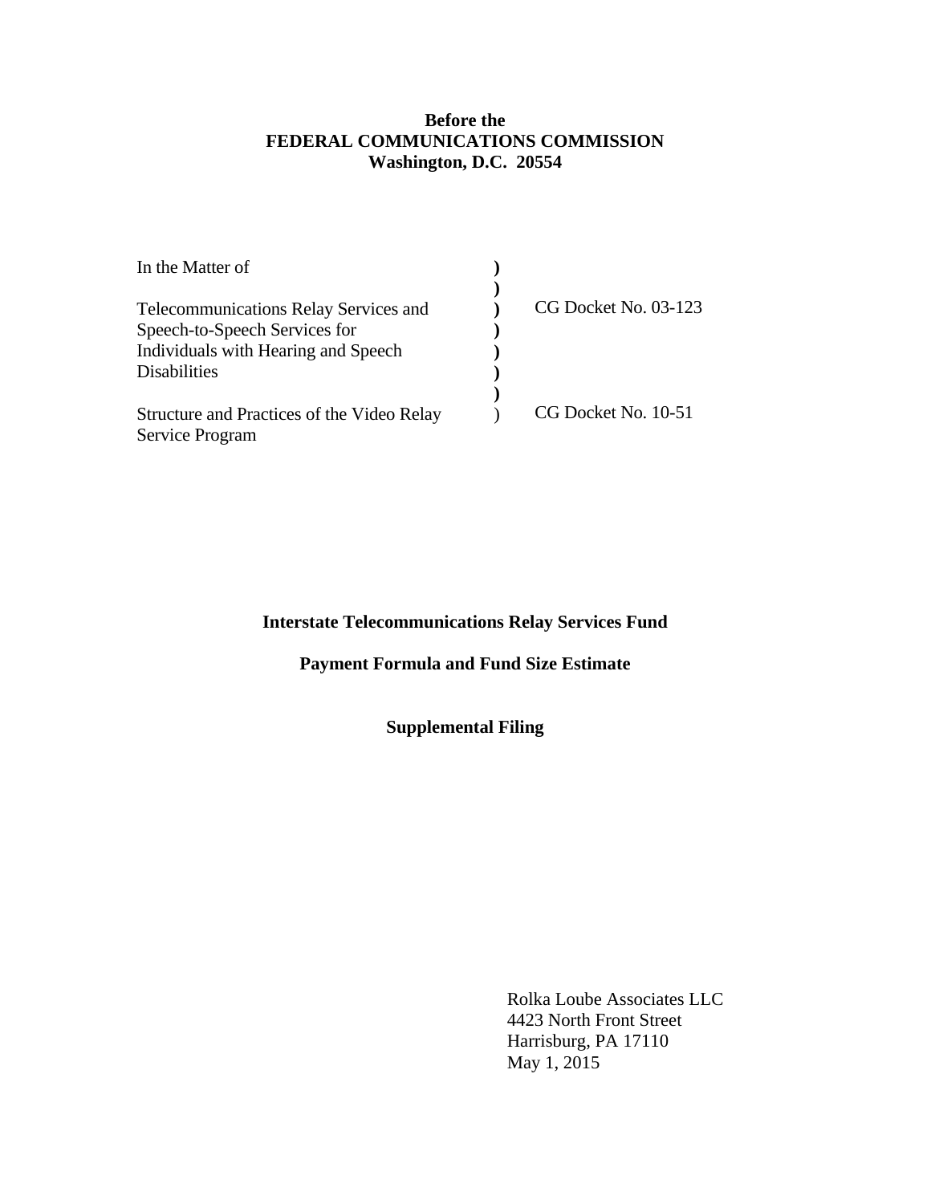**Before the**
**FEDERAL COMMUNICATIONS COMMISSION**
**Washington, D.C. 20554**

| | | |
|---|---|---|
| In the Matter of | ) | |
| | ) | |
| Telecommunications Relay Services and Speech-to-Speech Services for Individuals with Hearing and Speech Disabilities | ) | CG Docket No. 03-123 |
| | ) | |
| Structure and Practices of the Video Relay Service Program | ) | CG Docket No. 10-51 |

**Interstate Telecommunications Relay Services Fund**

**Payment Formula and Fund Size Estimate**

**Supplemental Filing**

Rolka Loube Associates LLC
4423 North Front Street
Harrisburg, PA 17110
May 1, 2015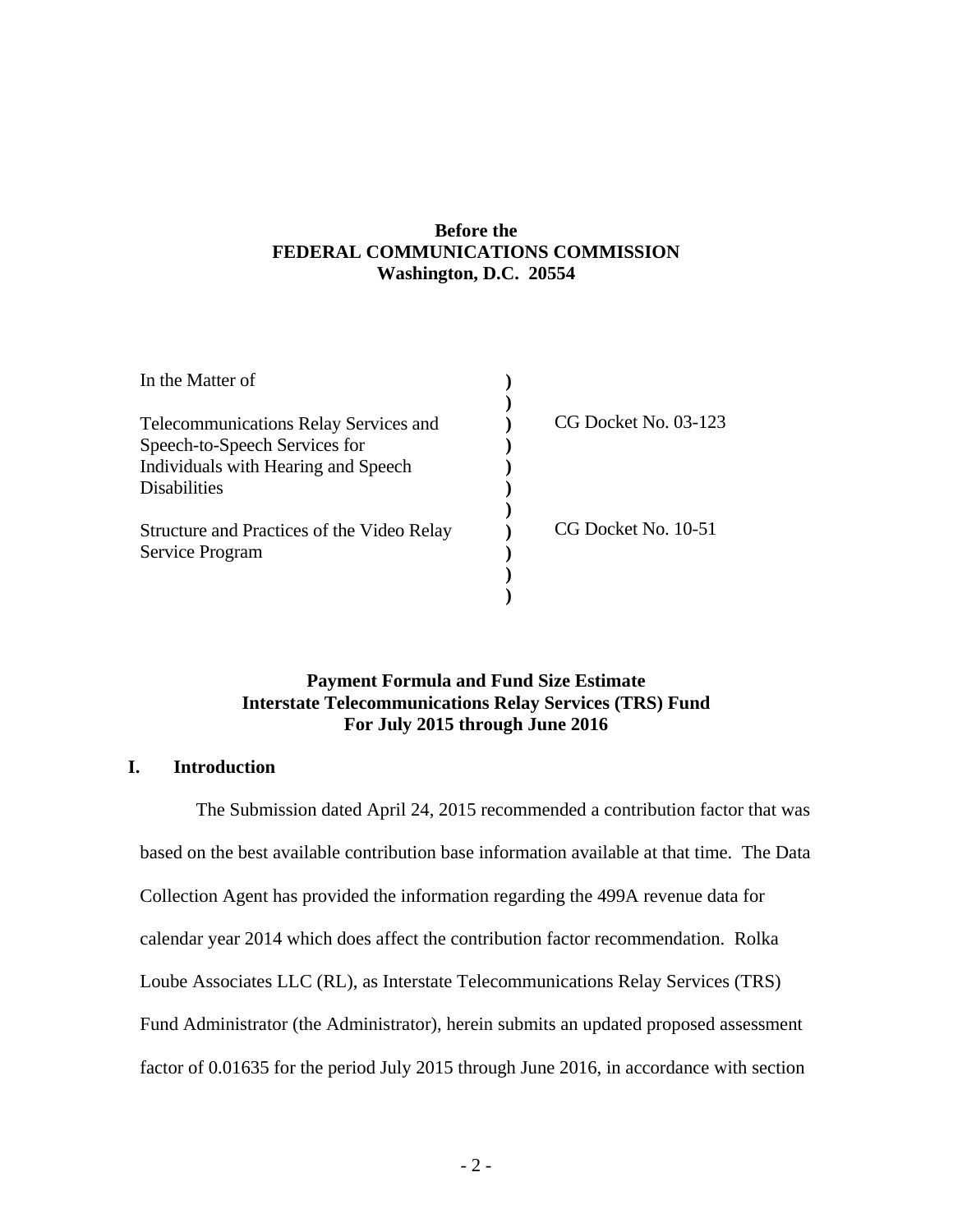**Before the**
**FEDERAL COMMUNICATIONS COMMISSION**
**Washington, D.C. 20554**

| | | |
|---|---|---|
| In the Matter of | ) | |
| | ) | |
| Telecommunications Relay Services and Speech-to-Speech Services for Individuals with Hearing and Speech Disabilities | ) | CG Docket No. 03-123 |
| | ) | |
| Structure and Practices of the Video Relay Service Program | ) | CG Docket No. 10-51 |
| | ) | |

**Payment Formula and Fund Size Estimate**
**Interstate Telecommunications Relay Services (TRS) Fund**
**For July 2015 through June 2016**

## I. Introduction

The Submission dated April 24, 2015 recommended a contribution factor that was based on the best available contribution base information available at that time. The Data Collection Agent has provided the information regarding the 499A revenue data for calendar year 2014 which does affect the contribution factor recommendation. Rolka Loube Associates LLC (RL), as Interstate Telecommunications Relay Services (TRS) Fund Administrator (the Administrator), herein submits an updated proposed assessment factor of 0.01635 for the period July 2015 through June 2016, in accordance with section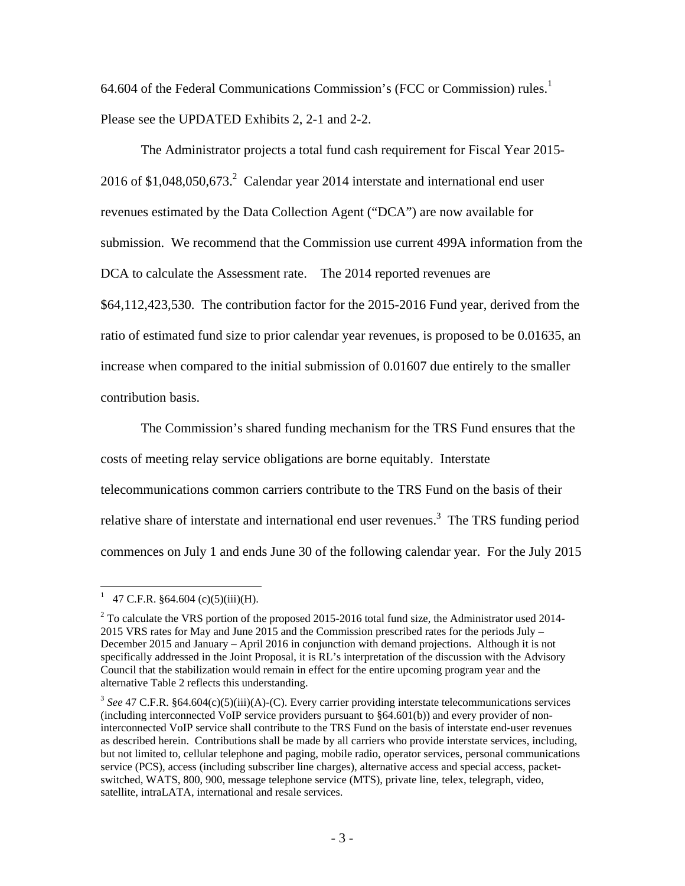64.604 of the Federal Communications Commission's (FCC or Commission) rules.[1] Please see the UPDATED Exhibits 2, 2-1 and 2-2.

The Administrator projects a total fund cash requirement for Fiscal Year 2015-2016 of $1,048,050,673.[2] Calendar year 2014 interstate and international end user revenues estimated by the Data Collection Agent ("DCA") are now available for submission. We recommend that the Commission use current 499A information from the DCA to calculate the Assessment rate. The 2014 reported revenues are $64,112,423,530. The contribution factor for the 2015-2016 Fund year, derived from the ratio of estimated fund size to prior calendar year revenues, is proposed to be 0.01635, an increase when compared to the initial submission of 0.01607 due entirely to the smaller contribution basis.

The Commission's shared funding mechanism for the TRS Fund ensures that the costs of meeting relay service obligations are borne equitably. Interstate telecommunications common carriers contribute to the TRS Fund on the basis of their relative share of interstate and international end user revenues.[3] The TRS funding period commences on July 1 and ends June 30 of the following calendar year. For the July 2015

---

[1] 47 C.F.R. §64.604 (c)(5)(iii)(H).

[2] To calculate the VRS portion of the proposed 2015-2016 total fund size, the Administrator used 2014-2015 VRS rates for May and June 2015 and the Commission prescribed rates for the periods July – December 2015 and January – April 2016 in conjunction with demand projections. Although it is not specifically addressed in the Joint Proposal, it is RL's interpretation of the discussion with the Advisory Council that the stabilization would remain in effect for the entire upcoming program year and the alternative Table 2 reflects this understanding.

[3] *See* 47 C.F.R. §64.604(c)(5)(iii)(A)-(C). Every carrier providing interstate telecommunications services (including interconnected VoIP service providers pursuant to §64.601(b)) and every provider of non-interconnected VoIP service shall contribute to the TRS Fund on the basis of interstate end-user revenues as described herein. Contributions shall be made by all carriers who provide interstate services, including, but not limited to, cellular telephone and paging, mobile radio, operator services, personal communications service (PCS), access (including subscriber line charges), alternative access and special access, packet-switched, WATS, 800, 900, message telephone service (MTS), private line, telex, telegraph, video, satellite, intraLATA, international and resale services.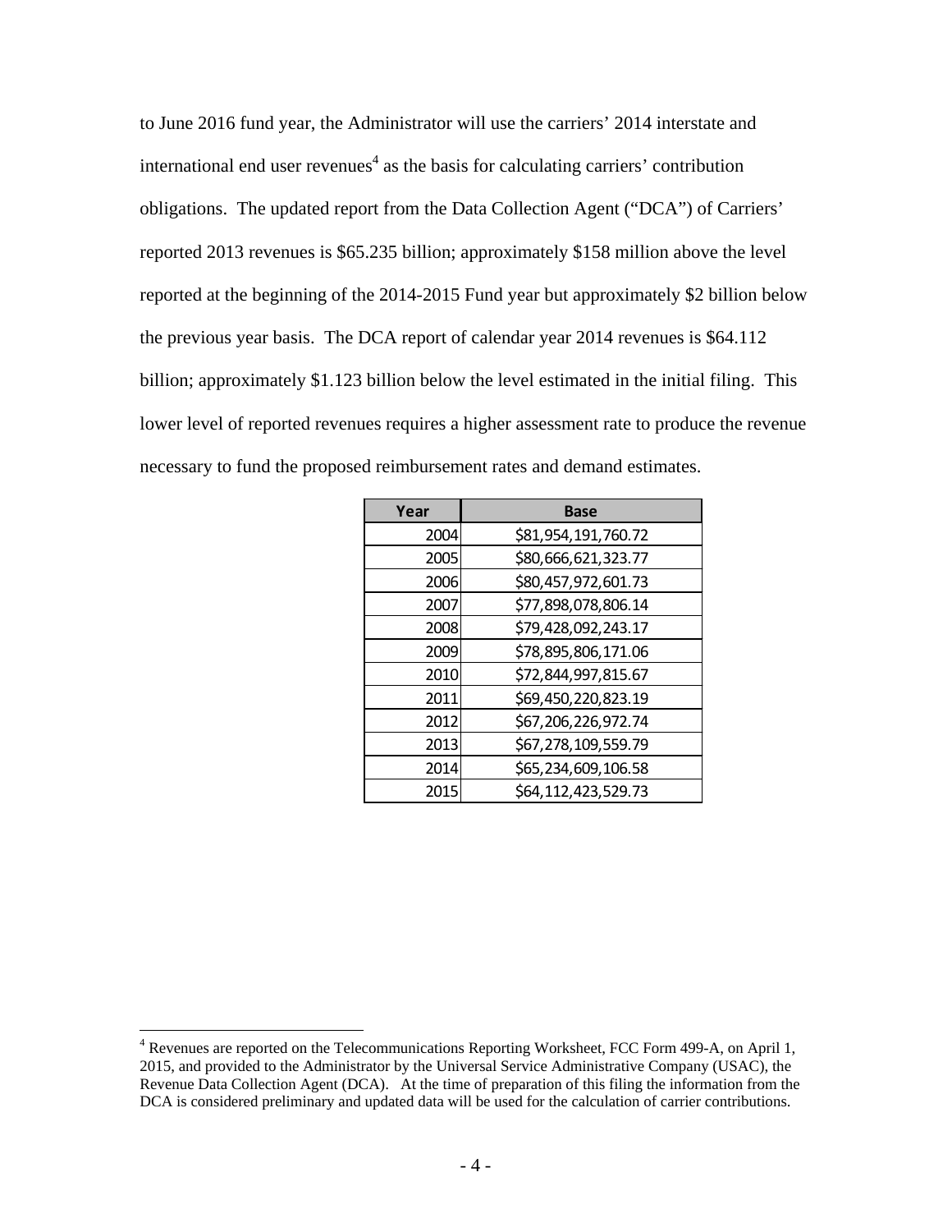to June 2016 fund year, the Administrator will use the carriers' 2014 interstate and international end user revenues[4] as the basis for calculating carriers' contribution obligations. The updated report from the Data Collection Agent ("DCA") of Carriers' reported 2013 revenues is \$65.235 billion; approximately \$158 million above the level reported at the beginning of the 2014-2015 Fund year but approximately \$2 billion below the previous year basis. The DCA report of calendar year 2014 revenues is \$64.112 billion; approximately \$1.123 billion below the level estimated in the initial filing. This lower level of reported revenues requires a higher assessment rate to produce the revenue necessary to fund the proposed reimbursement rates and demand estimates.

| Year | Base |
|---|---|
| 2004 | \$81,954,191,760.72 |
| 2005 | \$80,666,621,323.77 |
| 2006 | \$80,457,972,601.73 |
| 2007 | \$77,898,078,806.14 |
| 2008 | \$79,428,092,243.17 |
| 2009 | \$78,895,806,171.06 |
| 2010 | \$72,844,997,815.67 |
| 2011 | \$69,450,220,823.19 |
| 2012 | \$67,206,226,972.74 |
| 2013 | \$67,278,109,559.79 |
| 2014 | \$65,234,609,106.58 |
| 2015 | \$64,112,423,529.73 |

[4] Revenues are reported on the Telecommunications Reporting Worksheet, FCC Form 499-A, on April 1, 2015, and provided to the Administrator by the Universal Service Administrative Company (USAC), the Revenue Data Collection Agent (DCA). At the time of preparation of this filing the information from the DCA is considered preliminary and updated data will be used for the calculation of carrier contributions.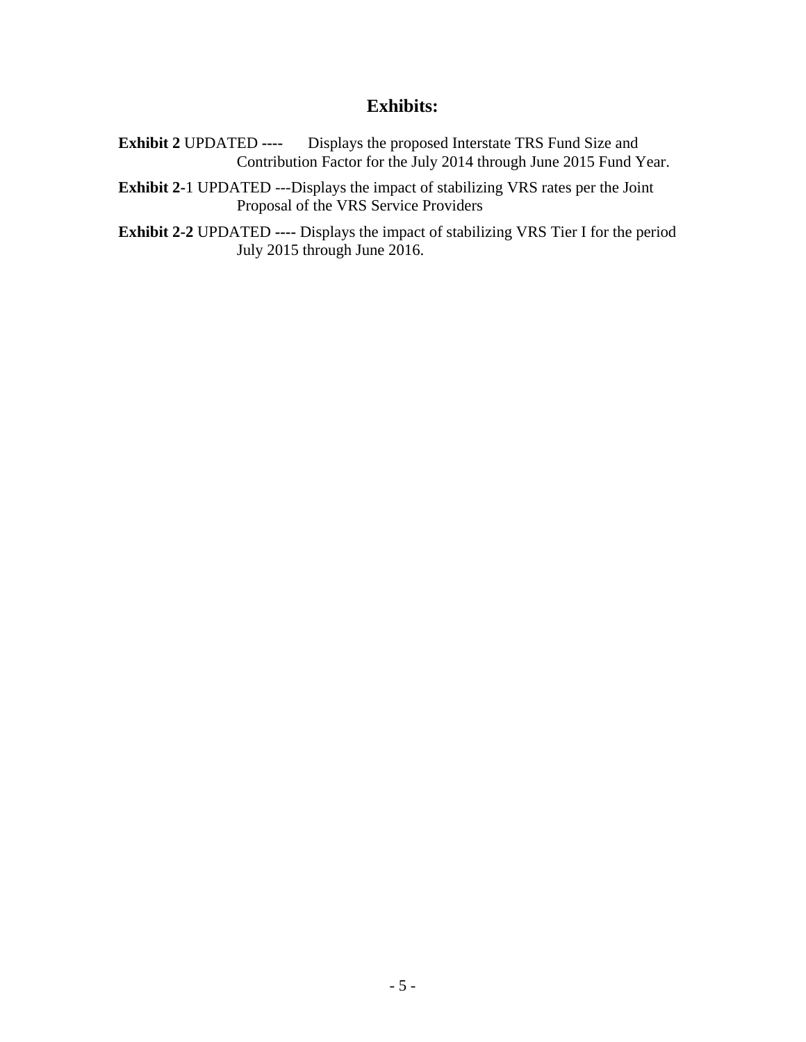## Exhibits:

**Exhibit 2** UPDATED **----** Displays the proposed Interstate TRS Fund Size and Contribution Factor for the July 2014 through June 2015 Fund Year.

**Exhibit 2-**1 UPDATED ---Displays the impact of stabilizing VRS rates per the Joint Proposal of the VRS Service Providers

**Exhibit 2-2** UPDATED **----** Displays the impact of stabilizing VRS Tier I for the period July 2015 through June 2016.